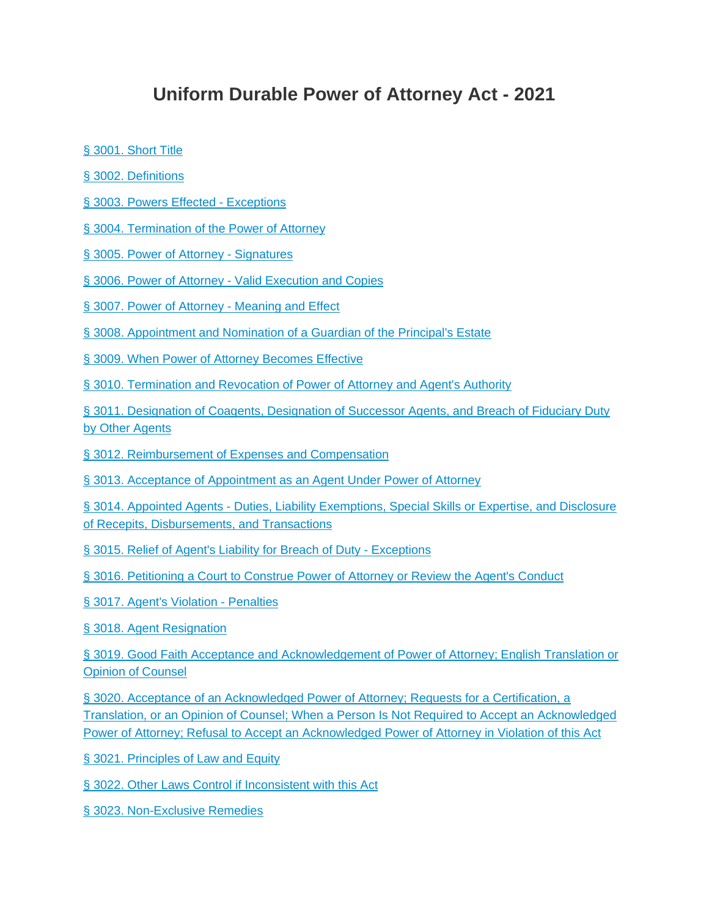# Uniform Durable Power of Attorney Act - 2021

§ 3001. Short Title

§ 3002. Definitions

§ 3003. Powers Effected - Exceptions

§ 3004. Termination of the Power of Attorney

§ 3005. Power of Attorney - Signatures

§ 3006. Power of Attorney - Valid Execution and Copies

§ 3007. Power of Attorney - Meaning and Effect

§ 3008. Appointment and Nomination of a Guardian of the Principal's Estate

§ 3009. When Power of Attorney Becomes Effective

§ 3010. Termination and Revocation of Power of Attorney and Agent's Authority

§ 3011. Designation of Coagents, Designation of Successor Agents, and Breach of Fiduciary Duty by Other Agents

§ 3012. Reimbursement of Expenses and Compensation

§ 3013. Acceptance of Appointment as an Agent Under Power of Attorney

§ 3014. Appointed Agents - Duties, Liability Exemptions, Special Skills or Expertise, and Disclosure of Recepits, Disbursements, and Transactions

§ 3015. Relief of Agent's Liability for Breach of Duty - Exceptions

§ 3016. Petitioning a Court to Construe Power of Attorney or Review the Agent's Conduct

§ 3017. Agent's Violation - Penalties

§ 3018. Agent Resignation

§ 3019. Good Faith Acceptance and Acknowledgement of Power of Attorney; English Translation or Opinion of Counsel

§ 3020. Acceptance of an Acknowledged Power of Attorney; Requests for a Certification, a Translation, or an Opinion of Counsel; When a Person Is Not Required to Accept an Acknowledged Power of Attorney; Refusal to Accept an Acknowledged Power of Attorney in Violation of this Act

§ 3021. Principles of Law and Equity

§ 3022. Other Laws Control if Inconsistent with this Act

§ 3023. Non-Exclusive Remedies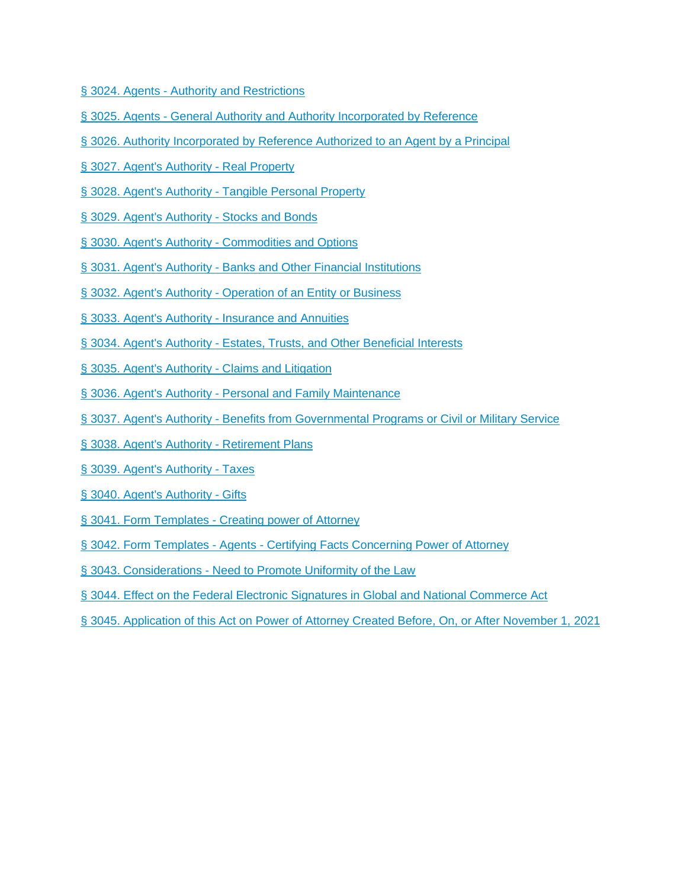§ 3024. Agents - Authority and Restrictions

§ 3025. Agents - General Authority and Authority Incorporated by Reference

§ 3026. Authority Incorporated by Reference Authorized to an Agent by a Principal

§ 3027. Agent's Authority - Real Property

§ 3028. Agent's Authority - Tangible Personal Property

§ 3029. Agent's Authority - Stocks and Bonds

§ 3030. Agent's Authority - Commodities and Options

§ 3031. Agent's Authority - Banks and Other Financial Institutions

§ 3032. Agent's Authority - Operation of an Entity or Business

§ 3033. Agent's Authority - Insurance and Annuities

§ 3034. Agent's Authority - Estates, Trusts, and Other Beneficial Interests

§ 3035. Agent's Authority - Claims and Litigation

§ 3036. Agent's Authority - Personal and Family Maintenance

§ 3037. Agent's Authority - Benefits from Governmental Programs or Civil or Military Service

§ 3038. Agent's Authority - Retirement Plans

§ 3039. Agent's Authority - Taxes

§ 3040. Agent's Authority - Gifts

§ 3041. Form Templates - Creating power of Attorney

§ 3042. Form Templates - Agents - Certifying Facts Concerning Power of Attorney

§ 3043. Considerations - Need to Promote Uniformity of the Law

§ 3044. Effect on the Federal Electronic Signatures in Global and National Commerce Act

§ 3045. Application of this Act on Power of Attorney Created Before, On, or After November 1, 2021